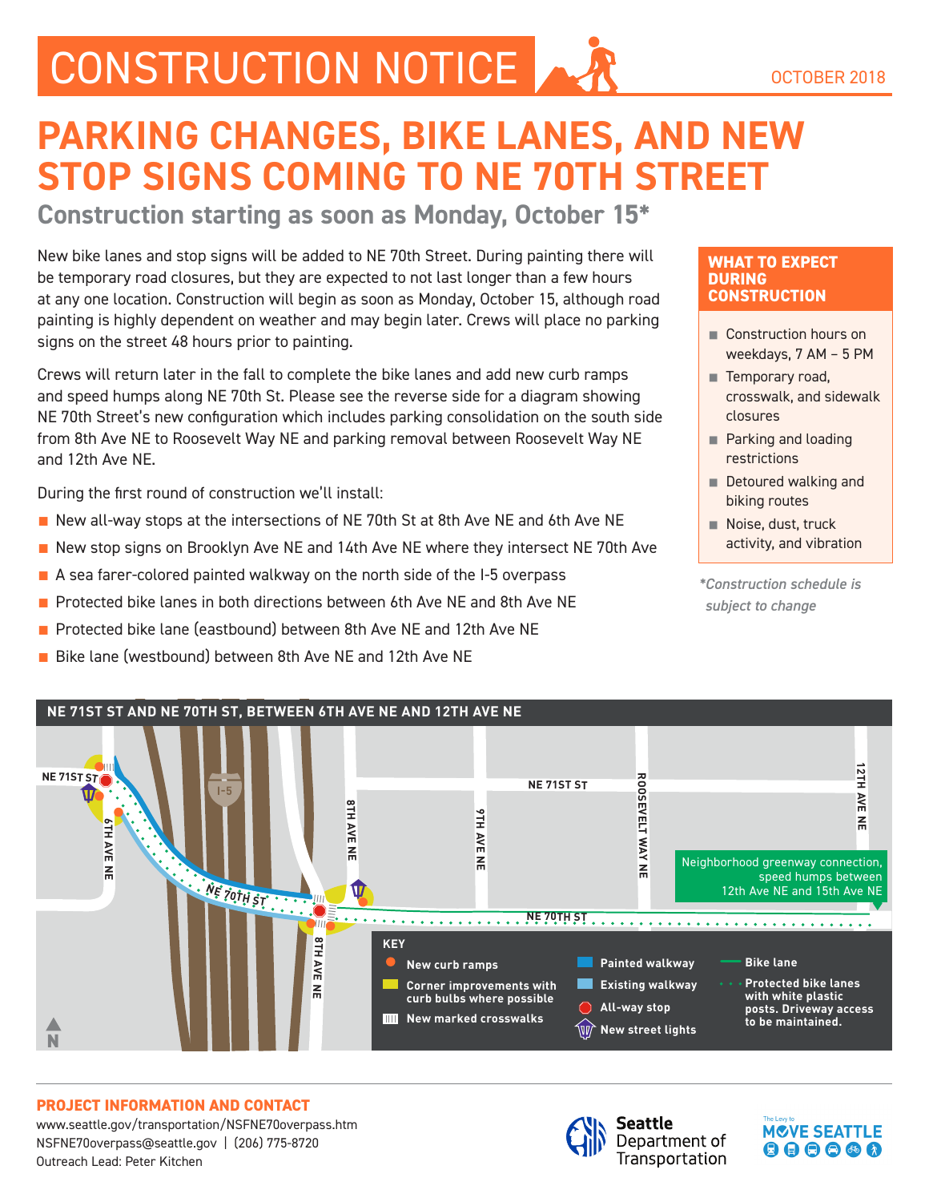# CONSTRUCTION NOTICE

OCTOBER 2018

## PARKING CHANGES, BIKE LANES, AND NEW STOP SIGNS COMING TO NE 70TH STREET

### Construction starting as soon as Monday, October 15*

New bike lanes and stop signs will be added to NE 70th Street. During painting there will be temporary road closures, but they are expected to not last longer than a few hours at any one location. Construction will begin as soon as Monday, October 15, although road painting is highly dependent on weather and may begin later. Crews will place no parking signs on the street 48 hours prior to painting.

Crews will return later in the fall to complete the bike lanes and add new curb ramps and speed humps along NE 70th St. Please see the reverse side for a diagram showing NE 70th Street's new configuration which includes parking consolidation on the south side from 8th Ave NE to Roosevelt Way NE and parking removal between Roosevelt Way NE and 12th Ave NE.

During the first round of construction we'll install:

- New all-way stops at the intersections of NE 70th St at 8th Ave NE and 6th Ave NE
- New stop signs on Brooklyn Ave NE and 14th Ave NE where they intersect NE 70th Ave
- A sea farer-colored painted walkway on the north side of the I-5 overpass
- Protected bike lanes in both directions between 6th Ave NE and 8th Ave NE
- Protected bike lane (eastbound) between 8th Ave NE and 12th Ave NE
- Bike lane (westbound) between 8th Ave NE and 12th Ave NE

### WHAT TO EXPECT DURING CONSTRUCTION

- Construction hours on weekdays, 7 AM – 5 PM
- Temporary road, crosswalk, and sidewalk closures
- Parking and loading restrictions
- Detoured walking and biking routes
- Noise, dust, truck activity, and vibration

*Construction schedule is subject to change*

### NE 71ST ST AND NE 70TH ST, BETWEEN 6TH AVE NE AND 12TH AVE NE

NE 71ST ST | 6TH AVE NE | I-5 | 8TH AVE NE | 9TH AVE NE | ROOSEVELT WAY NE | 12TH AVE NE | NE 70TH ST | N

Neighborhood greenway connection, speed humps between 12th Ave NE and 15th Ave NE

**KEY**

- New curb ramps
- Corner improvements with curb bulbs where possible
- New marked crosswalks
- Painted walkway
- Existing walkway
- All-way stop
- New street lights
- Bike lane
- Protected bike lanes with white plastic posts. Driveway access to be maintained.

### PROJECT INFORMATION AND CONTACT

www.seattle.gov/transportation/NSFNE70overpass.htm
NSFNE70overpass@seattle.gov | (206) 775-8720
Outreach Lead: Peter Kitchen

Seattle Department of Transportation

The Levy to MOVE SEATTLE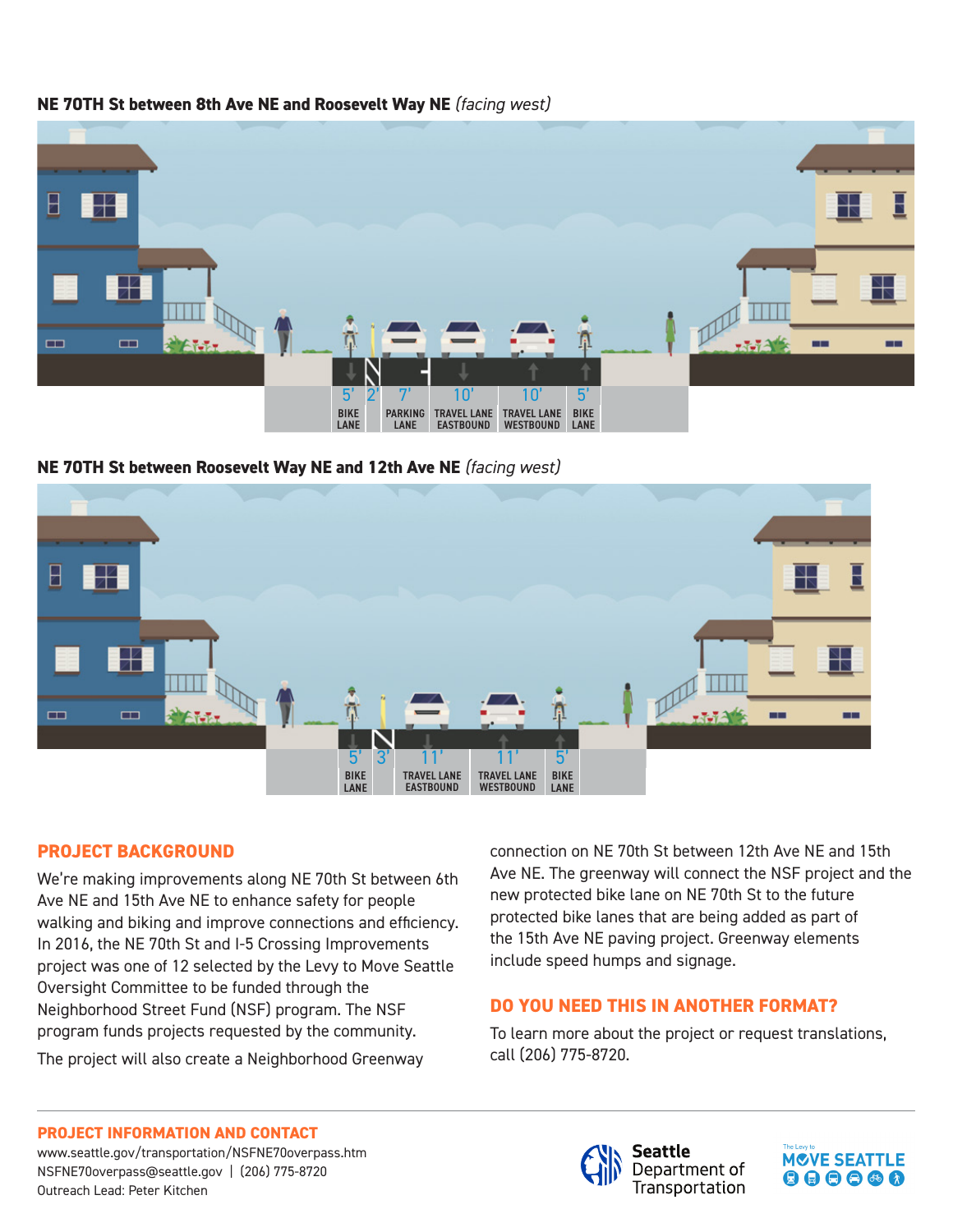**NE 70TH St between 8th Ave NE and Roosevelt Way NE** *(facing west)*

5' BIKE LANE
2'
7' PARKING LANE
10' TRAVEL LANE EASTBOUND
10' TRAVEL LANE WESTBOUND
5' BIKE LANE

**NE 70TH St between Roosevelt Way NE and 12th Ave NE** *(facing west)*

5' BIKE LANE
3'
11' TRAVEL LANE EASTBOUND
11' TRAVEL LANE WESTBOUND
5' BIKE LANE

## PROJECT BACKGROUND

We're making improvements along NE 70th St between 6th Ave NE and 15th Ave NE to enhance safety for people walking and biking and improve connections and efficiency. In 2016, the NE 70th St and I-5 Crossing Improvements project was one of 12 selected by the Levy to Move Seattle Oversight Committee to be funded through the Neighborhood Street Fund (NSF) program. The NSF program funds projects requested by the community.

The project will also create a Neighborhood Greenway connection on NE 70th St between 12th Ave NE and 15th Ave NE. The greenway will connect the NSF project and the new protected bike lane on NE 70th St to the future protected bike lanes that are being added as part of the 15th Ave NE paving project. Greenway elements include speed humps and signage.

## DO YOU NEED THIS IN ANOTHER FORMAT?

To learn more about the project or request translations, call (206) 775-8720.

**PROJECT INFORMATION AND CONTACT**

www.seattle.gov/transportation/NSFNE70overpass.htm
NSFNE70overpass@seattle.gov | (206) 775-8720
Outreach Lead: Peter Kitchen

Seattle Department of Transportation

The Levy to MOVE SEATTLE